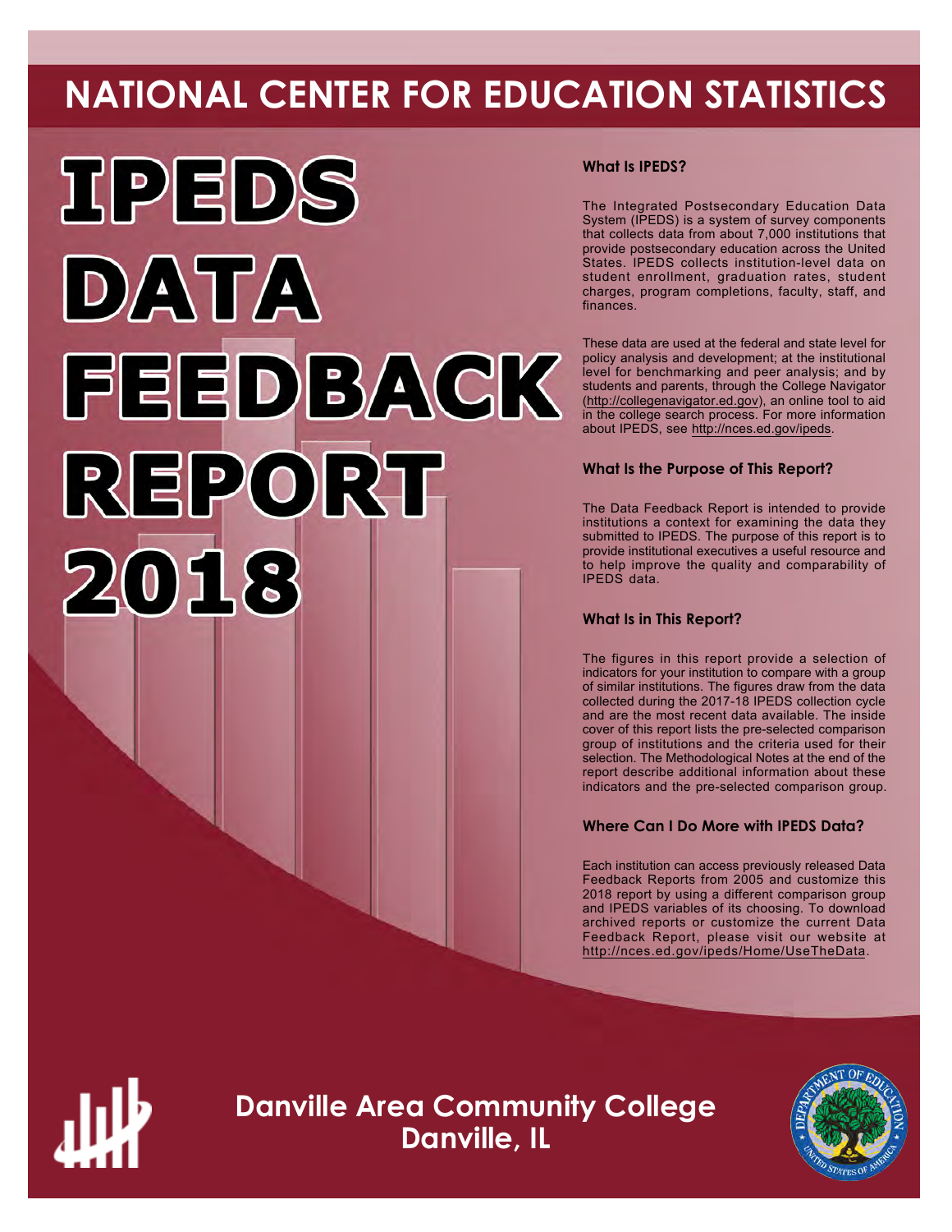# NATIONAL CENTER FOR EDUCATION STATISTICS

# IPEDS DATA FEEDBACK REPORT 2018

### What Is IPEDS?

The Integrated Postsecondary Education Data System (IPEDS) is a system of survey components that collects data from about 7,000 institutions that provide postsecondary education across the United States. IPEDS collects institution-level data on student enrollment, graduation rates, student charges, program completions, faculty, staff, and finances.

These data are used at the federal and state level for policy analysis and development; at the institutional level for benchmarking and peer analysis; and by students and parents, through the College Navigator (http://collegenavigator.ed.gov), an online tool to aid in the college search process. For more information about IPEDS, see http://nces.ed.gov/ipeds.

### What Is the Purpose of This Report?

The Data Feedback Report is intended to provide institutions a context for examining the data they submitted to IPEDS. The purpose of this report is to provide institutional executives a useful resource and to help improve the quality and comparability of IPEDS data.

### What Is in This Report?

The figures in this report provide a selection of indicators for your institution to compare with a group of similar institutions. The figures draw from the data collected during the 2017-18 IPEDS collection cycle and are the most recent data available. The inside cover of this report lists the pre-selected comparison group of institutions and the criteria used for their selection. The Methodological Notes at the end of the report describe additional information about these indicators and the pre-selected comparison group.

### Where Can I Do More with IPEDS Data?

Each institution can access previously released Data Feedback Reports from 2005 and customize this 2018 report by using a different comparison group and IPEDS variables of its choosing. To download archived reports or customize the current Data Feedback Report, please visit our website at http://nces.ed.gov/ipeds/Home/UseTheData.

## Danville Area Community College
## Danville, IL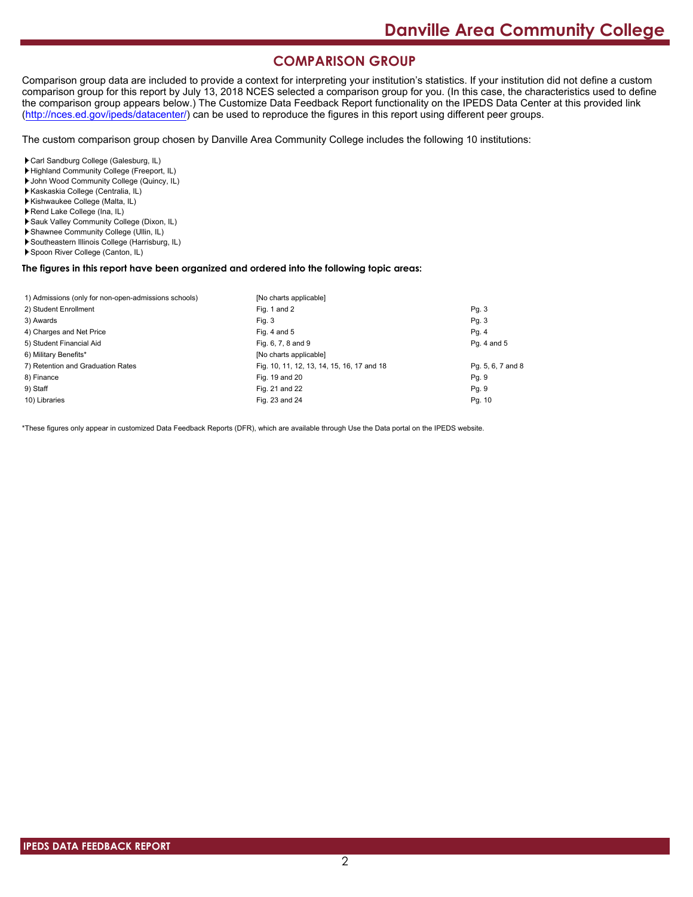## COMPARISON GROUP

Comparison group data are included to provide a context for interpreting your institution's statistics. If your institution did not define a custom comparison group for this report by July 13, 2018 NCES selected a comparison group for you. (In this case, the characteristics used to define the comparison group appears below.) The Customize Data Feedback Report functionality on the IPEDS Data Center at this provided link (http://nces.ed.gov/ipeds/datacenter/) can be used to reproduce the figures in this report using different peer groups.

The custom comparison group chosen by Danville Area Community College includes the following 10 institutions:

- Carl Sandburg College (Galesburg, IL)
- Highland Community College (Freeport, IL)
- John Wood Community College (Quincy, IL)
- Kaskaskia College (Centralia, IL)
- Kishwaukee College (Malta, IL)
- Rend Lake College (Ina, IL)
- Sauk Valley Community College (Dixon, IL)
- Shawnee Community College (Ullin, IL)
- Southeastern Illinois College (Harrisburg, IL)
- Spoon River College (Canton, IL)

**The figures in this report have been organized and ordered into the following topic areas:**

| Topic | Figures | Pages |
|---|---|---|
| 1) Admissions (only for non-open-admissions schools) | [No charts applicable] | |
| 2) Student Enrollment | Fig. 1 and 2 | Pg. 3 |
| 3) Awards | Fig. 3 | Pg. 3 |
| 4) Charges and Net Price | Fig. 4 and 5 | Pg. 4 |
| 5) Student Financial Aid | Fig. 6, 7, 8 and 9 | Pg. 4 and 5 |
| 6) Military Benefits* | [No charts applicable] | |
| 7) Retention and Graduation Rates | Fig. 10, 11, 12, 13, 14, 15, 16, 17 and 18 | Pg. 5, 6, 7 and 8 |
| 8) Finance | Fig. 19 and 20 | Pg. 9 |
| 9) Staff | Fig. 21 and 22 | Pg. 9 |
| 10) Libraries | Fig. 23 and 24 | Pg. 10 |

*These figures only appear in customized Data Feedback Reports (DFR), which are available through Use the Data portal on the IPEDS website.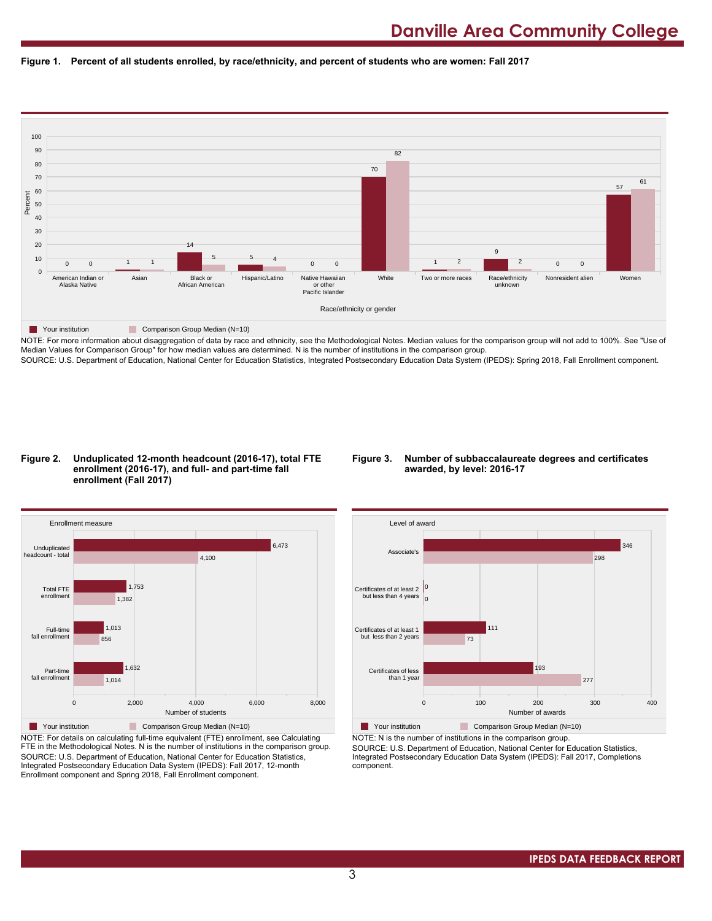# Danville Area Community College

**Figure 1. Percent of all students enrolled, by race/ethnicity, and percent of students who are women: Fall 2017**

| Race/ethnicity or gender | Your institution | Comparison Group Median (N=10) |
| --- | --- | --- |
| American Indian or Alaska Native | 0 | 0 |
| Asian | 1 | 1 |
| Black or African American | 14 | 5 |
| Hispanic/Latino | 5 | 4 |
| Native Hawaiian or other Pacific Islander | 0 | 0 |
| White | 70 | 82 |
| Two or more races | 1 | 2 |
| Race/ethnicity unknown | 9 | 2 |
| Nonresident alien | 0 | 0 |
| Women | 57 | 61 |

NOTE: For more information about disaggregation of data by race and ethnicity, see the Methodological Notes. Median values for the comparison group will not add to 100%. See "Use of Median Values for Comparison Group" for how median values are determined. N is the number of institutions in the comparison group.
SOURCE: U.S. Department of Education, National Center for Education Statistics, Integrated Postsecondary Education Data System (IPEDS): Spring 2018, Fall Enrollment component.

**Figure 2. Unduplicated 12-month headcount (2016-17), total FTE enrollment (2016-17), and full- and part-time fall enrollment (Fall 2017)**

| Enrollment measure | Your institution | Comparison Group Median (N=10) |
| --- | --- | --- |
| Unduplicated headcount - total | 6,473 | 4,100 |
| Total FTE enrollment | 1,753 | 1,382 |
| Full-time fall enrollment | 1,013 | 856 |
| Part-time fall enrollment | 1,632 | 1,014 |

NOTE: For details on calculating full-time equivalent (FTE) enrollment, see Calculating FTE in the Methodological Notes. N is the number of institutions in the comparison group.
SOURCE: U.S. Department of Education, National Center for Education Statistics, Integrated Postsecondary Education Data System (IPEDS): Fall 2017, 12-month Enrollment component and Spring 2018, Fall Enrollment component.

**Figure 3. Number of subbaccalaureate degrees and certificates awarded, by level: 2016-17**

| Level of award | Your institution | Comparison Group Median (N=10) |
| --- | --- | --- |
| Associate's | 346 | 298 |
| Certificates of at least 2 but less than 4 years | 0 | 0 |
| Certificates of at least 1 but less than 2 years | 111 | 73 |
| Certificates of less than 1 year | 193 | 277 |

NOTE: N is the number of institutions in the comparison group.
SOURCE: U.S. Department of Education, National Center for Education Statistics, Integrated Postsecondary Education Data System (IPEDS): Fall 2017, Completions component.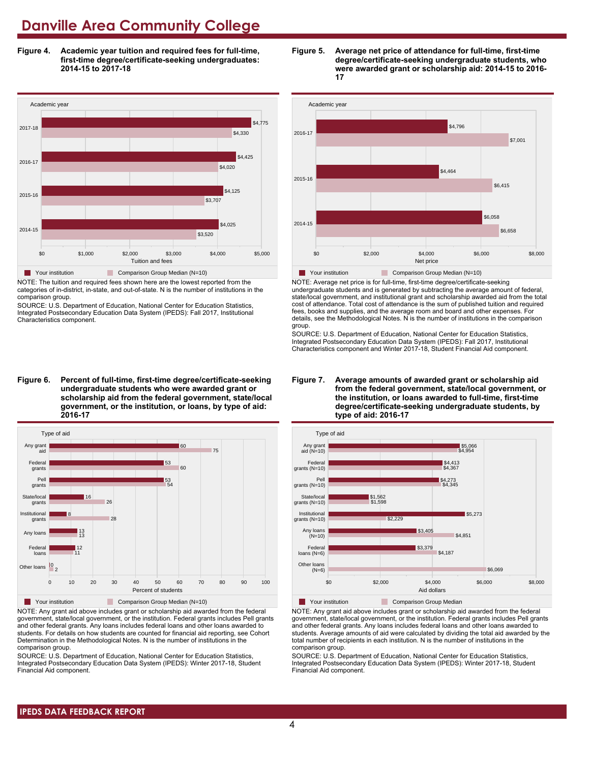# Danville Area Community College

**Figure 4. Academic year tuition and required fees for full-time, first-time degree/certificate-seeking undergraduates: 2014-15 to 2017-18**

| Academic year | Your institution | Comparison Group Median (N=10) |
|---|---|---|
| 2017-18 | $4,775 | $4,330 |
| 2016-17 | $4,425 | $4,020 |
| 2015-16 | $4,125 | $3,707 |
| 2014-15 | $4,025 | $3,520 |

NOTE: The tuition and required fees shown here are the lowest reported from the categories of in-district, in-state, and out-of-state. N is the number of institutions in the comparison group.

SOURCE: U.S. Department of Education, National Center for Education Statistics, Integrated Postsecondary Education Data System (IPEDS): Fall 2017, Institutional Characteristics component.

**Figure 5. Average net price of attendance for full-time, first-time degree/certificate-seeking undergraduate students, who were awarded grant or scholarship aid: 2014-15 to 2016-17**

| Academic year | Your institution | Comparison Group Median (N=10) |
|---|---|---|
| 2016-17 | $4,796 | $7,001 |
| 2015-16 | $4,464 | $6,415 |
| 2014-15 | $6,058 | $6,658 |

NOTE: Average net price is for full-time, first-time degree/certificate-seeking undergraduate students and is generated by subtracting the average amount of federal, state/local government, and institutional grant and scholarship awarded aid from the total cost of attendance. Total cost of attendance is the sum of published tuition and required fees, books and supplies, and the average room and board and other expenses. For details, see the Methodological Notes. N is the number of institutions in the comparison group.

SOURCE: U.S. Department of Education, National Center for Education Statistics, Integrated Postsecondary Education Data System (IPEDS): Fall 2017, Institutional Characteristics component and Winter 2017-18, Student Financial Aid component.

**Figure 6. Percent of full-time, first-time degree/certificate-seeking undergraduate students who were awarded grant or scholarship aid from the federal government, state/local government, or the institution, or loans, by type of aid: 2016-17**

| Type of aid | Your institution | Comparison Group Median (N=10) |
|---|---|---|
| Any grant aid | 60 | 75 |
| Federal grants | 53 | 60 |
| Pell grants | 53 | 54 |
| State/local grants | 16 | 26 |
| Institutional grants | 8 | 28 |
| Any loans | 13 | 13 |
| Federal loans | 12 | 11 |
| Other loans | 0 | 2 |

NOTE: Any grant aid above includes grant or scholarship aid awarded from the federal government, state/local government, or the institution. Federal grants includes Pell grants and other federal grants. Any loans includes federal loans and other loans awarded to students. For details on how students are counted for financial aid reporting, see Cohort Determination in the Methodological Notes. N is the number of institutions in the comparison group.

SOURCE: U.S. Department of Education, National Center for Education Statistics, Integrated Postsecondary Education Data System (IPEDS): Winter 2017-18, Student Financial Aid component.

**Figure 7. Average amounts of awarded grant or scholarship aid from the federal government, state/local government, or the institution, or loans awarded to full-time, first-time degree/certificate-seeking undergraduate students, by type of aid: 2016-17**

| Type of aid | Your institution | Comparison Group Median |
|---|---|---|
| Any grant aid (N=10) | $5,066 | $4,954 |
| Federal grants (N=10) | $4,413 | $4,367 |
| Pell grants (N=10) | $4,273 | $4,345 |
| State/local grants (N=10) | $1,562 | $1,598 |
| Institutional grants (N=10) | $5,273 | $2,229 |
| Any loans (N=10) | $3,405 | $4,851 |
| Federal loans (N=6) | $3,379 | $4,187 |
| Other loans (N=6) | | $6,069 |

NOTE: Any grant aid above includes grant or scholarship aid awarded from the federal government, state/local government, or the institution. Federal grants includes Pell grants and other federal grants. Any loans includes federal loans and other loans awarded to students. Average amounts of aid were calculated by dividing the total aid awarded by the total number of recipients in each institution. N is the number of institutions in the comparison group.

SOURCE: U.S. Department of Education, National Center for Education Statistics, Integrated Postsecondary Education Data System (IPEDS): Winter 2017-18, Student Financial Aid component.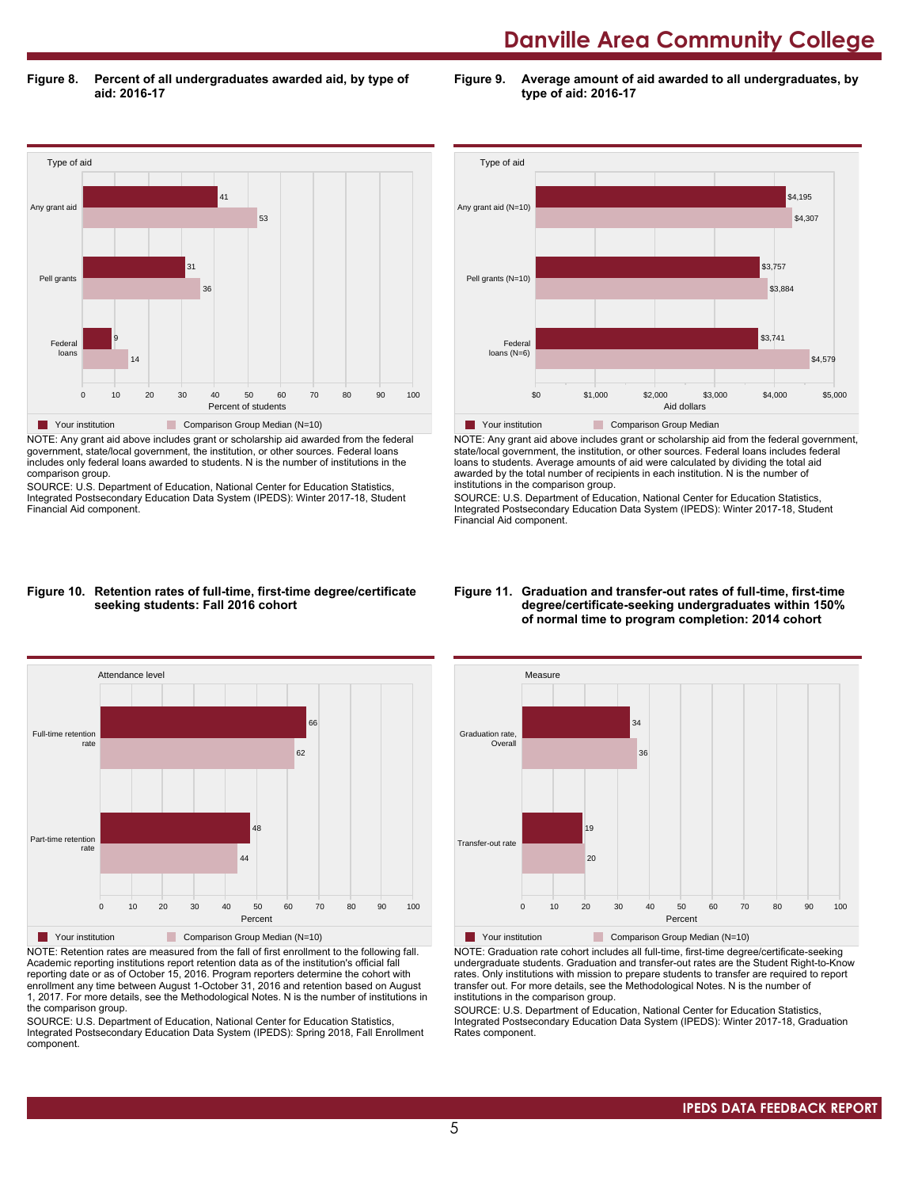# Danville Area Community College

**Figure 8. Percent of all undergraduates awarded aid, by type of aid: 2016-17**

| Type of aid | Your institution | Comparison Group Median (N=10) |
|---|---|---|
| Any grant aid | 41 | 53 |
| Pell grants | 31 | 36 |
| Federal loans | 9 | 14 |

NOTE: Any grant aid above includes grant or scholarship aid awarded from the federal government, state/local government, the institution, or other sources. Federal loans includes only federal loans awarded to students. N is the number of institutions in the comparison group.

SOURCE: U.S. Department of Education, National Center for Education Statistics, Integrated Postsecondary Education Data System (IPEDS): Winter 2017-18, Student Financial Aid component.

**Figure 9. Average amount of aid awarded to all undergraduates, by type of aid: 2016-17**

| Type of aid | Your institution | Comparison Group Median |
|---|---|---|
| Any grant aid (N=10) | $4,195 | $4,307 |
| Pell grants (N=10) | $3,757 | $3,884 |
| Federal loans (N=6) | $3,741 | $4,579 |

NOTE: Any grant aid above includes grant or scholarship aid from the federal government, state/local government, the institution, or other sources. Federal loans includes federal loans to students. Average amounts of aid were calculated by dividing the total aid awarded by the total number of recipients in each institution. N is the number of institutions in the comparison group.

SOURCE: U.S. Department of Education, National Center for Education Statistics, Integrated Postsecondary Education Data System (IPEDS): Winter 2017-18, Student Financial Aid component.

**Figure 10. Retention rates of full-time, first-time degree/certificate seeking students: Fall 2016 cohort**

| Attendance level | Your institution | Comparison Group Median (N=10) |
|---|---|---|
| Full-time retention rate | 66 | 62 |
| Part-time retention rate | 48 | 44 |

NOTE: Retention rates are measured from the fall of first enrollment to the following fall. Academic reporting institutions report retention data as of the institution's official fall reporting date or as of October 15, 2016. Program reporters determine the cohort with enrollment any time between August 1-October 31, 2016 and retention based on August 1, 2017. For more details, see the Methodological Notes. N is the number of institutions in the comparison group.

SOURCE: U.S. Department of Education, National Center for Education Statistics, Integrated Postsecondary Education Data System (IPEDS): Spring 2018, Fall Enrollment component.

**Figure 11. Graduation and transfer-out rates of full-time, first-time degree/certificate-seeking undergraduates within 150% of normal time to program completion: 2014 cohort**

| Measure | Your institution | Comparison Group Median (N=10) |
|---|---|---|
| Graduation rate, Overall | 34 | 36 |
| Transfer-out rate | 19 | 20 |

NOTE: Graduation rate cohort includes all full-time, first-time degree/certificate-seeking undergraduate students. Graduation and transfer-out rates are the Student Right-to-Know rates. Only institutions with mission to prepare students to transfer are required to report transfer out. For more details, see the Methodological Notes. N is the number of institutions in the comparison group.

SOURCE: U.S. Department of Education, National Center for Education Statistics, Integrated Postsecondary Education Data System (IPEDS): Winter 2017-18, Graduation Rates component.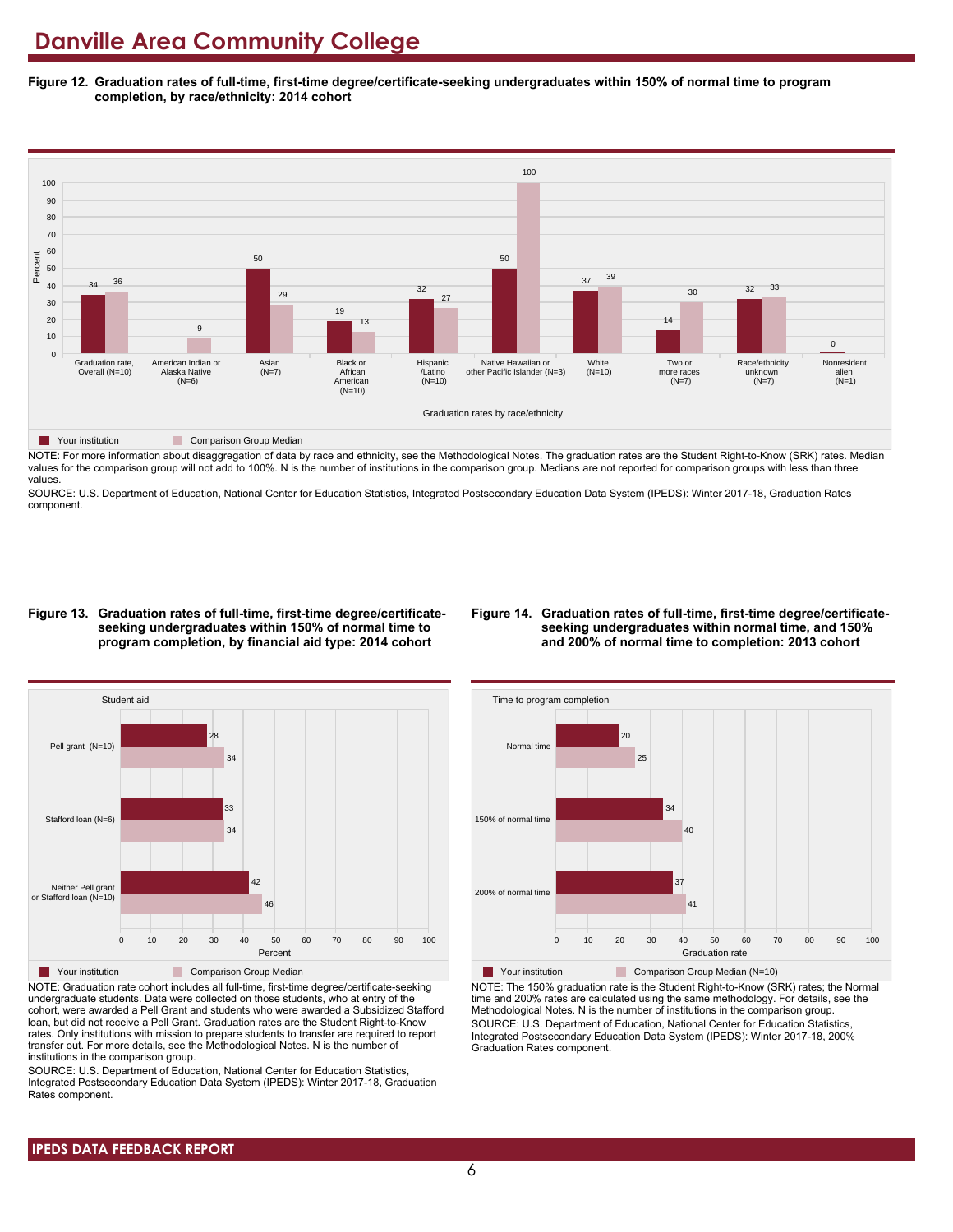# Danville Area Community College

**Figure 12. Graduation rates of full-time, first-time degree/certificate-seeking undergraduates within 150% of normal time to program completion, by race/ethnicity: 2014 cohort**

| Graduation rates by race/ethnicity | Your institution | Comparison Group Median |
|---|---|---|
| Graduation rate, Overall (N=10) | 34 | 36 |
| American Indian or Alaska Native (N=6) | | 9 |
| Asian (N=7) | 50 | 29 |
| Black or African American (N=10) | 19 | 13 |
| Hispanic /Latino (N=10) | 32 | 27 |
| Native Hawaiian or other Pacific Islander (N=3) | 50 | 100 |
| White (N=10) | 37 | 39 |
| Two or more races (N=7) | 14 | 30 |
| Race/ethnicity unknown (N=7) | 32 | 33 |
| Nonresident alien (N=1) | 0 | |

NOTE: For more information about disaggregation of data by race and ethnicity, see the Methodological Notes. The graduation rates are the Student Right-to-Know (SRK) rates. Median values for the comparison group will not add to 100%. N is the number of institutions in the comparison group. Medians are not reported for comparison groups with less than three values.

SOURCE: U.S. Department of Education, National Center for Education Statistics, Integrated Postsecondary Education Data System (IPEDS): Winter 2017-18, Graduation Rates component.

**Figure 13. Graduation rates of full-time, first-time degree/certificate-seeking undergraduates within 150% of normal time to program completion, by financial aid type: 2014 cohort**

| Student aid | Your institution | Comparison Group Median |
|---|---|---|
| Pell grant (N=10) | 28 | 34 |
| Stafford loan (N=6) | 33 | 34 |
| Neither Pell grant or Stafford loan (N=10) | 42 | 46 |

NOTE: Graduation rate cohort includes all full-time, first-time degree/certificate-seeking undergraduate students. Data were collected on those students, who at entry of the cohort, were awarded a Pell Grant and students who were awarded a Subsidized Stafford loan, but did not receive a Pell Grant. Graduation rates are the Student Right-to-Know rates. Only institutions with mission to prepare students to transfer are required to report transfer out. For more details, see the Methodological Notes. N is the number of institutions in the comparison group.

SOURCE: U.S. Department of Education, National Center for Education Statistics, Integrated Postsecondary Education Data System (IPEDS): Winter 2017-18, Graduation Rates component.

**Figure 14. Graduation rates of full-time, first-time degree/certificate-seeking undergraduates within normal time, and 150% and 200% of normal time to completion: 2013 cohort**

| Time to program completion | Your institution | Comparison Group Median (N=10) |
|---|---|---|
| Normal time | 20 | 25 |
| 150% of normal time | 34 | 40 |
| 200% of normal time | 37 | 41 |

NOTE: The 150% graduation rate is the Student Right-to-Know (SRK) rates; the Normal time and 200% rates are calculated using the same methodology. For details, see the Methodological Notes. N is the number of institutions in the comparison group.

SOURCE: U.S. Department of Education, National Center for Education Statistics, Integrated Postsecondary Education Data System (IPEDS): Winter 2017-18, 200% Graduation Rates component.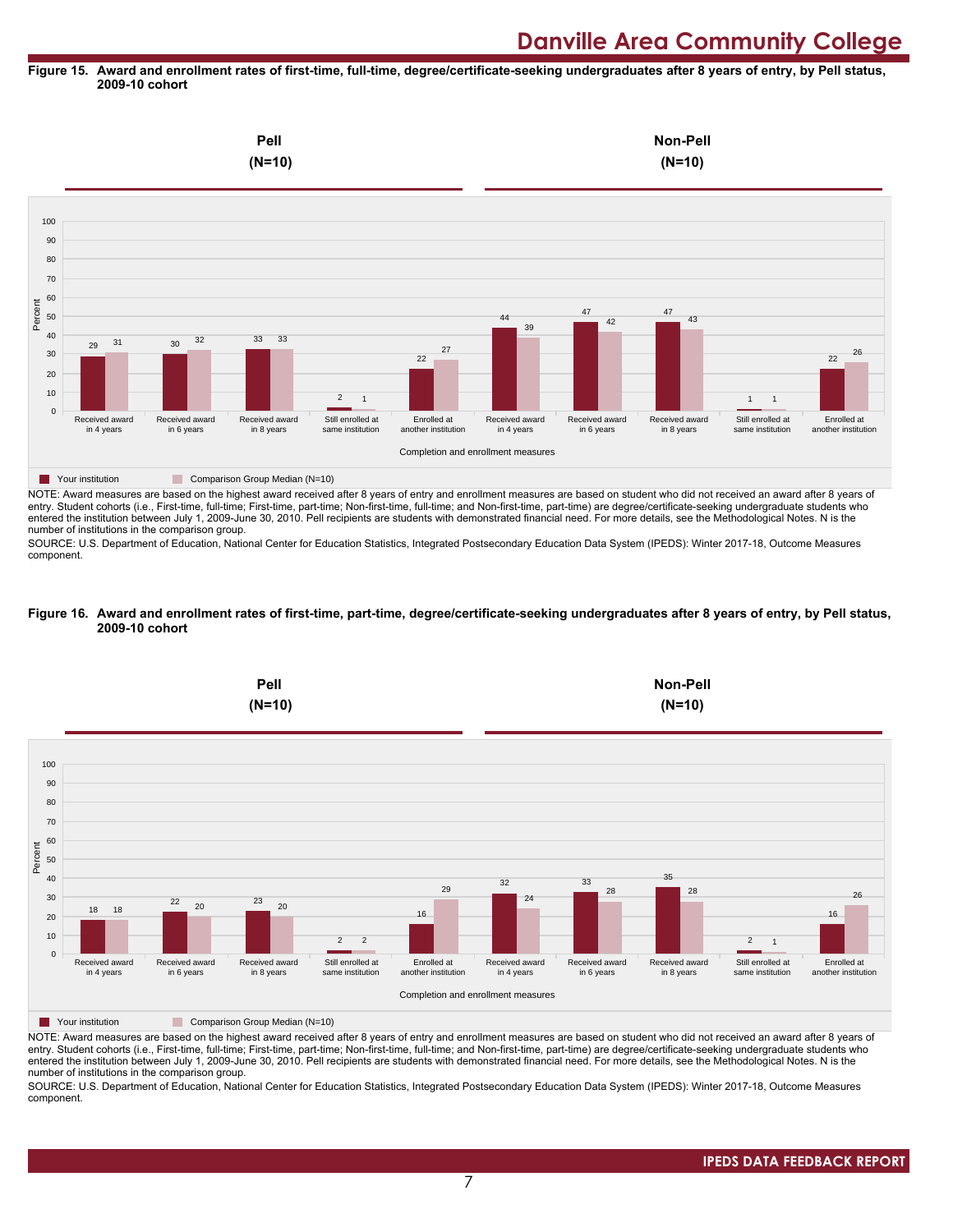**Figure 15. Award and enrollment rates of first-time, full-time, degree/certificate-seeking undergraduates after 8 years of entry, by Pell status, 2009-10 cohort**

| | Pell (N=10) | | | | | Non-Pell (N=10) | | | | |
|---|---|---|---|---|---|---|---|---|---|---|
| Completion and enrollment measures | Received award in 4 years | Received award in 6 years | Received award in 8 years | Still enrolled at same institution | Enrolled at another institution | Received award in 4 years | Received award in 6 years | Received award in 8 years | Still enrolled at same institution | Enrolled at another institution |
| Your institution | 29 | 30 | 33 | 2 | 22 | 44 | 47 | 47 | 1 | 22 |
| Comparison Group Median (N=10) | 31 | 32 | 33 | 1 | 27 | 39 | 42 | 43 | 1 | 26 |

NOTE: Award measures are based on the highest award received after 8 years of entry and enrollment measures are based on student who did not received an award after 8 years of entry. Student cohorts (i.e., First-time, full-time; First-time, part-time; Non-first-time, full-time; and Non-first-time, part-time) are degree/certificate-seeking undergraduate students who entered the institution between July 1, 2009-June 30, 2010. Pell recipients are students with demonstrated financial need. For more details, see the Methodological Notes. N is the number of institutions in the comparison group.

SOURCE: U.S. Department of Education, National Center for Education Statistics, Integrated Postsecondary Education Data System (IPEDS): Winter 2017-18, Outcome Measures component.

**Figure 16. Award and enrollment rates of first-time, part-time, degree/certificate-seeking undergraduates after 8 years of entry, by Pell status, 2009-10 cohort**

| | Pell (N=10) | | | | | Non-Pell (N=10) | | | | |
|---|---|---|---|---|---|---|---|---|---|---|
| Completion and enrollment measures | Received award in 4 years | Received award in 6 years | Received award in 8 years | Still enrolled at same institution | Enrolled at another institution | Received award in 4 years | Received award in 6 years | Received award in 8 years | Still enrolled at same institution | Enrolled at another institution |
| Your institution | 18 | 22 | 23 | 2 | 16 | 32 | 33 | 35 | 2 | 16 |
| Comparison Group Median (N=10) | 18 | 20 | 20 | 2 | 29 | 24 | 28 | 28 | 1 | 26 |

NOTE: Award measures are based on the highest award received after 8 years of entry and enrollment measures are based on student who did not received an award after 8 years of entry. Student cohorts (i.e., First-time, full-time; First-time, part-time; Non-first-time, full-time; and Non-first-time, part-time) are degree/certificate-seeking undergraduate students who entered the institution between July 1, 2009-June 30, 2010. Pell recipients are students with demonstrated financial need. For more details, see the Methodological Notes. N is the number of institutions in the comparison group.

SOURCE: U.S. Department of Education, National Center for Education Statistics, Integrated Postsecondary Education Data System (IPEDS): Winter 2017-18, Outcome Measures component.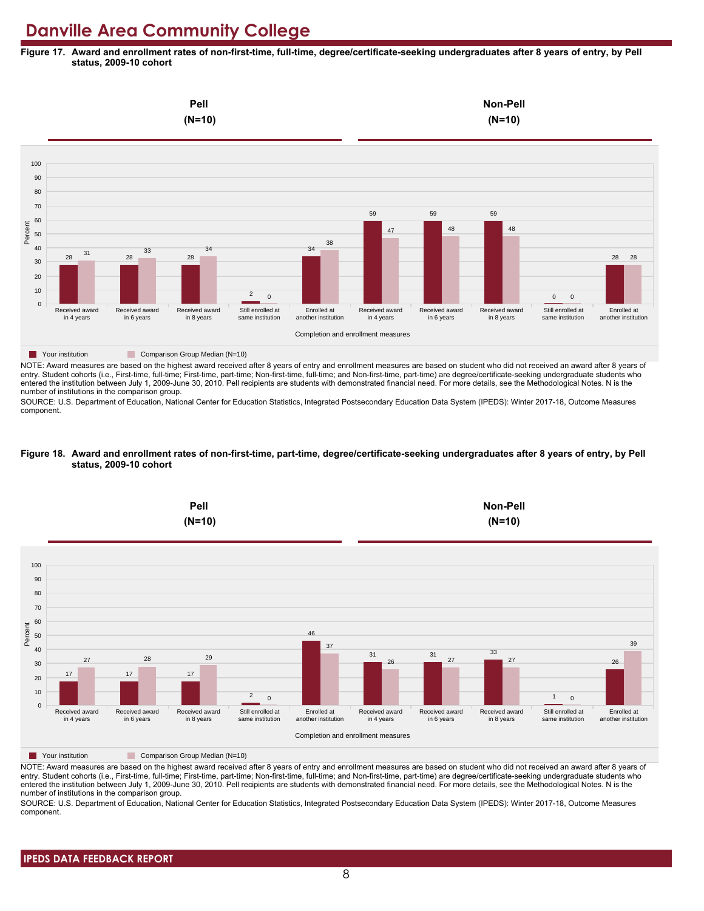# Danville Area Community College

**Figure 17. Award and enrollment rates of non-first-time, full-time, degree/certificate-seeking undergraduates after 8 years of entry, by Pell status, 2009-10 cohort**

| Completion and enrollment measures | Your institution | Comparison Group Median (N=10) |
| --- | --- | --- |
| **Pell (N=10)** | | |
| Received award in 4 years | 28 | 31 |
| Received award in 6 years | 28 | 33 |
| Received award in 8 years | 28 | 34 |
| Still enrolled at same institution | 2 | 0 |
| Enrolled at another institution | 34 | 38 |
| **Non-Pell (N=10)** | | |
| Received award in 4 years | 59 | 47 |
| Received award in 6 years | 59 | 48 |
| Received award in 8 years | 59 | 48 |
| Still enrolled at same institution | 0 | 0 |
| Enrolled at another institution | 28 | 28 |

NOTE: Award measures are based on the highest award received after 8 years of entry and enrollment measures are based on student who did not received an award after 8 years of entry. Student cohorts (i.e., First-time, full-time; First-time, part-time; Non-first-time, full-time; and Non-first-time, part-time) are degree/certificate-seeking undergraduate students who entered the institution between July 1, 2009-June 30, 2010. Pell recipients are students with demonstrated financial need. For more details, see the Methodological Notes. N is the number of institutions in the comparison group.

SOURCE: U.S. Department of Education, National Center for Education Statistics, Integrated Postsecondary Education Data System (IPEDS): Winter 2017-18, Outcome Measures component.

**Figure 18. Award and enrollment rates of non-first-time, part-time, degree/certificate-seeking undergraduates after 8 years of entry, by Pell status, 2009-10 cohort**

| Completion and enrollment measures | Your institution | Comparison Group Median (N=10) |
| --- | --- | --- |
| **Pell (N=10)** | | |
| Received award in 4 years | 17 | 27 |
| Received award in 6 years | 17 | 28 |
| Received award in 8 years | 17 | 29 |
| Still enrolled at same institution | 2 | 0 |
| Enrolled at another institution | 46 | 37 |
| **Non-Pell (N=10)** | | |
| Received award in 4 years | 31 | 26 |
| Received award in 6 years | 31 | 27 |
| Received award in 8 years | 33 | 27 |
| Still enrolled at same institution | 1 | 0 |
| Enrolled at another institution | 26 | 39 |

NOTE: Award measures are based on the highest award received after 8 years of entry and enrollment measures are based on student who did not received an award after 8 years of entry. Student cohorts (i.e., First-time, full-time; First-time, part-time; Non-first-time, full-time; and Non-first-time, part-time) are degree/certificate-seeking undergraduate students who entered the institution between July 1, 2009-June 30, 2010. Pell recipients are students with demonstrated financial need. For more details, see the Methodological Notes. N is the number of institutions in the comparison group.

SOURCE: U.S. Department of Education, National Center for Education Statistics, Integrated Postsecondary Education Data System (IPEDS): Winter 2017-18, Outcome Measures component.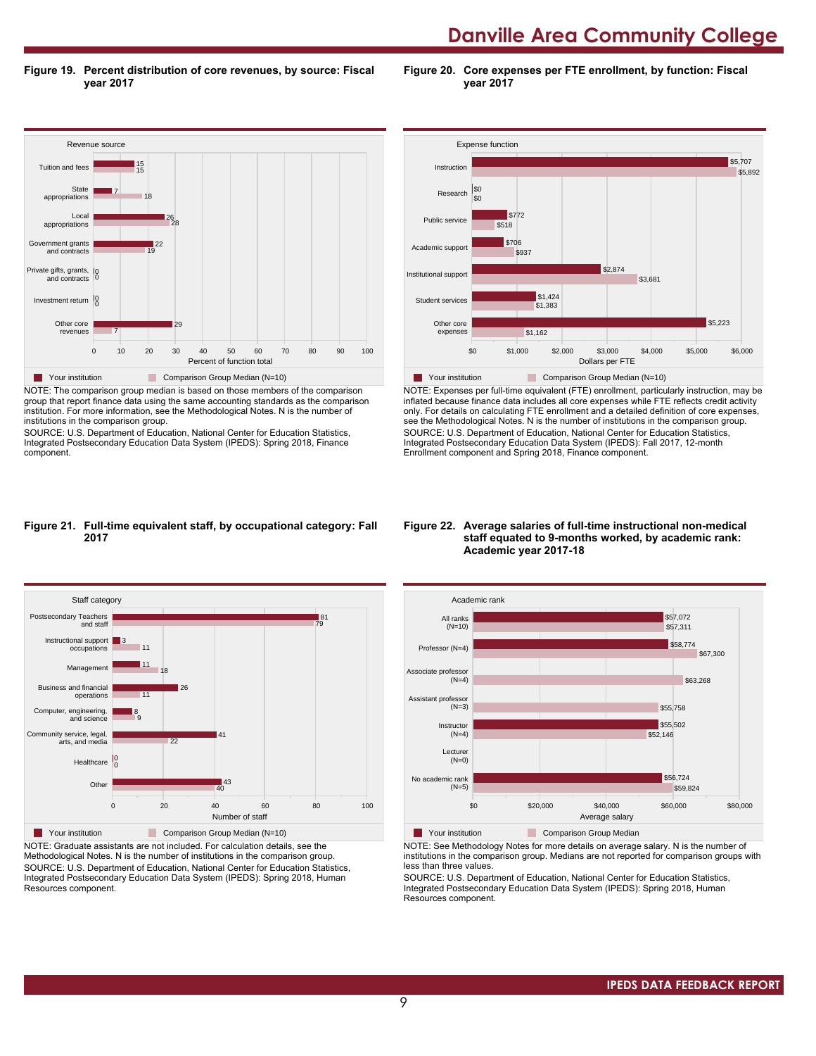# Danville Area Community College

**Figure 19. Percent distribution of core revenues, by source: Fiscal year 2017**

| Revenue source | Your institution | Comparison Group Median (N=10) |
|---|---|---|
| Tuition and fees | 15 | 15 |
| State appropriations | 7 | 18 |
| Local appropriations | 26 | 28 |
| Government grants and contracts | 22 | 19 |
| Private gifts, grants, and contracts | 0 | 0 |
| Investment return | 0 | 0 |
| Other core revenues | 29 | 7 |

Percent of function total

NOTE: The comparison group median is based on those members of the comparison group that report finance data using the same accounting standards as the comparison institution. For more information, see the Methodological Notes. N is the number of institutions in the comparison group.

SOURCE: U.S. Department of Education, National Center for Education Statistics, Integrated Postsecondary Education Data System (IPEDS): Spring 2018, Finance component.

**Figure 20. Core expenses per FTE enrollment, by function: Fiscal year 2017**

| Expense function | Your institution | Comparison Group Median (N=10) |
|---|---|---|
| Instruction | $5,707 | $5,892 |
| Research | $0 | $0 |
| Public service | $772 | $518 |
| Academic support | $706 | $937 |
| Institutional support | $2,874 | $3,681 |
| Student services | $1,424 | $1,383 |
| Other core expenses | $5,223 | $1,162 |

Dollars per FTE

NOTE: Expenses per full-time equivalent (FTE) enrollment, particularly instruction, may be inflated because finance data includes all core expenses while FTE reflects credit activity only. For details on calculating FTE enrollment and a detailed definition of core expenses, see the Methodological Notes. N is the number of institutions in the comparison group.

SOURCE: U.S. Department of Education, National Center for Education Statistics, Integrated Postsecondary Education Data System (IPEDS): Fall 2017, 12-month Enrollment component and Spring 2018, Finance component.

**Figure 21. Full-time equivalent staff, by occupational category: Fall 2017**

| Staff category | Your institution | Comparison Group Median (N=10) |
|---|---|---|
| Postsecondary Teachers and staff | 81 | 79 |
| Instructional support occupations | 3 | 11 |
| Management | 11 | 18 |
| Business and financial operations | 26 | 11 |
| Computer, engineering, and science | 8 | 9 |
| Community service, legal, arts, and media | 41 | 22 |
| Healthcare | 0 | 0 |
| Other | 43 | 40 |

Number of staff

NOTE: Graduate assistants are not included. For calculation details, see the Methodological Notes. N is the number of institutions in the comparison group.

SOURCE: U.S. Department of Education, National Center for Education Statistics, Integrated Postsecondary Education Data System (IPEDS): Spring 2018, Human Resources component.

**Figure 22. Average salaries of full-time instructional non-medical staff equated to 9-months worked, by academic rank: Academic year 2017-18**

| Academic rank | Your institution | Comparison Group Median |
|---|---|---|
| All ranks (N=10) | $57,072 | $57,311 |
| Professor (N=4) | $58,774 | $67,300 |
| Associate professor (N=4) | | $63,268 |
| Assistant professor (N=3) | | $55,758 |
| Instructor (N=4) | $55,502 | $52,146 |
| Lecturer (N=0) | | |
| No academic rank (N=5) | $56,724 | $59,824 |

Average salary

NOTE: See Methodology Notes for more details on average salary. N is the number of institutions in the comparison group. Medians are not reported for comparison groups with less than three values.

SOURCE: U.S. Department of Education, National Center for Education Statistics, Integrated Postsecondary Education Data System (IPEDS): Spring 2018, Human Resources component.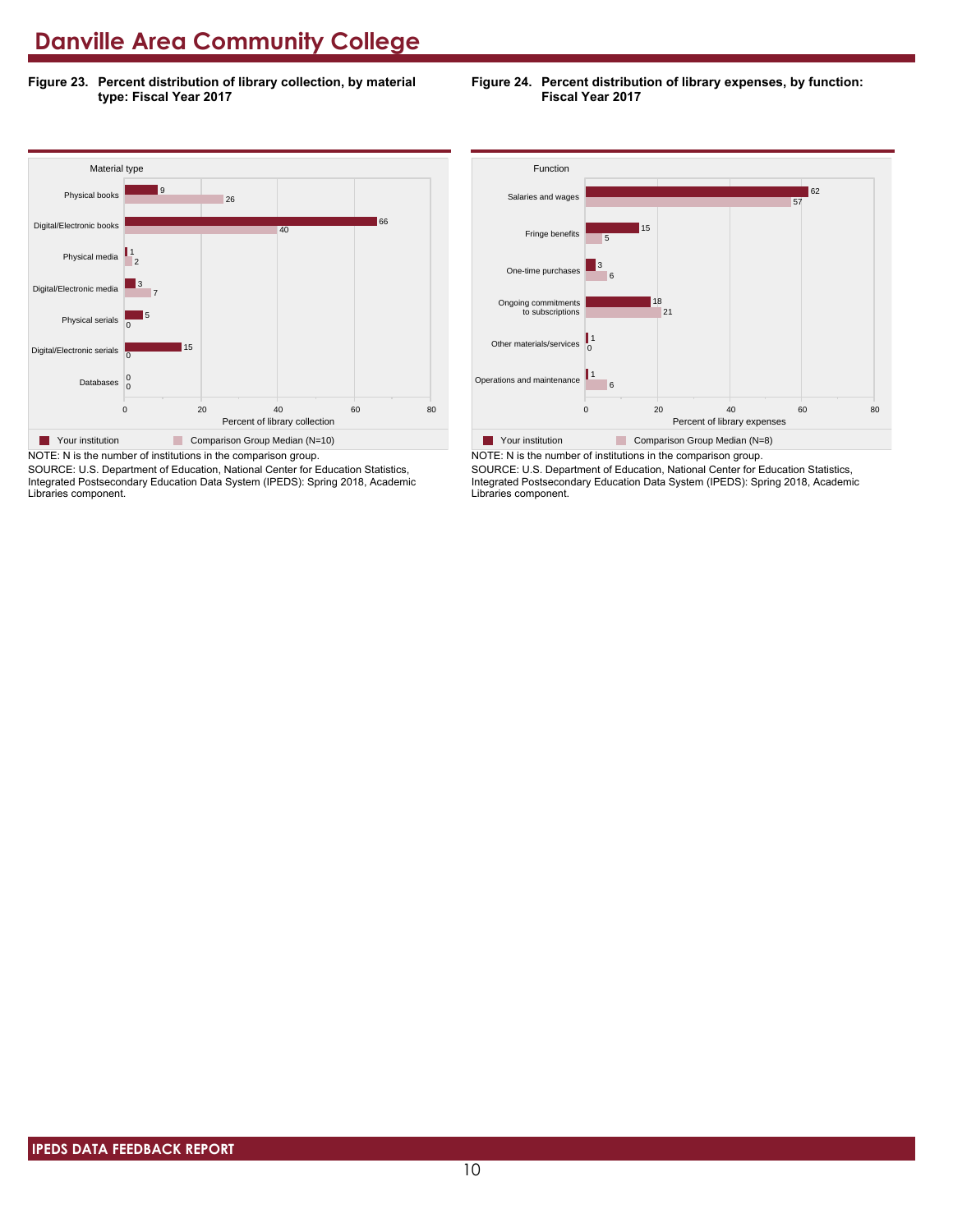# Danville Area Community College

**Figure 23. Percent distribution of library collection, by material type: Fiscal Year 2017**

| Material type | Your institution | Comparison Group Median (N=10) |
|---|---|---|
| Physical books | 9 | 26 |
| Digital/Electronic books | 66 | 40 |
| Physical media | 1 | 2 |
| Digital/Electronic media | 3 | 7 |
| Physical serials | 5 | 0 |
| Digital/Electronic serials | 15 | 0 |
| Databases | 0 | 0 |

Percent of library collection

NOTE: N is the number of institutions in the comparison group.

SOURCE: U.S. Department of Education, National Center for Education Statistics, Integrated Postsecondary Education Data System (IPEDS): Spring 2018, Academic Libraries component.

**Figure 24. Percent distribution of library expenses, by function: Fiscal Year 2017**

| Function | Your institution | Comparison Group Median (N=8) |
|---|---|---|
| Salaries and wages | 62 | 57 |
| Fringe benefits | 15 | 5 |
| One-time purchases | 3 | 6 |
| Ongoing commitments to subscriptions | 18 | 21 |
| Other materials/services | 1 | 0 |
| Operations and maintenance | 1 | 6 |

Percent of library expenses

NOTE: N is the number of institutions in the comparison group.

SOURCE: U.S. Department of Education, National Center for Education Statistics, Integrated Postsecondary Education Data System (IPEDS): Spring 2018, Academic Libraries component.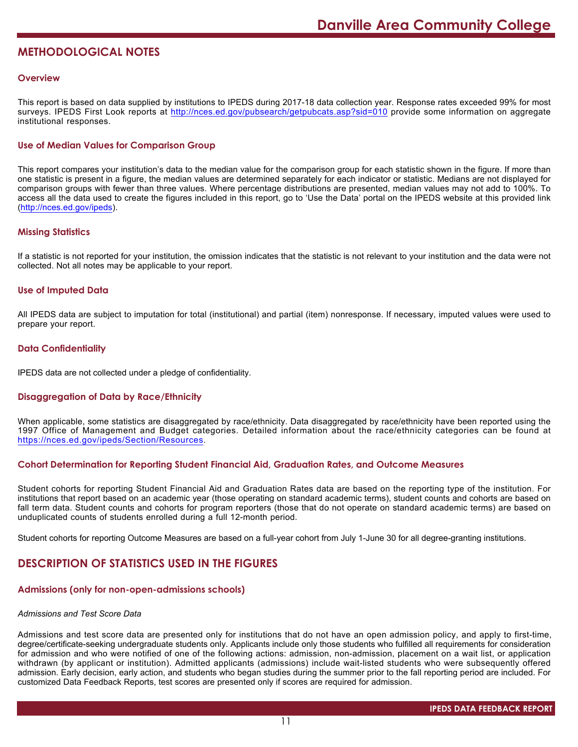# METHODOLOGICAL NOTES

### Overview

This report is based on data supplied by institutions to IPEDS during 2017-18 data collection year. Response rates exceeded 99% for most surveys. IPEDS First Look reports at http://nces.ed.gov/pubsearch/getpubcats.asp?sid=010 provide some information on aggregate institutional responses.

### Use of Median Values for Comparison Group

This report compares your institution's data to the median value for the comparison group for each statistic shown in the figure. If more than one statistic is present in a figure, the median values are determined separately for each indicator or statistic. Medians are not displayed for comparison groups with fewer than three values. Where percentage distributions are presented, median values may not add to 100%. To access all the data used to create the figures included in this report, go to 'Use the Data' portal on the IPEDS website at this provided link (http://nces.ed.gov/ipeds).

### Missing Statistics

If a statistic is not reported for your institution, the omission indicates that the statistic is not relevant to your institution and the data were not collected. Not all notes may be applicable to your report.

### Use of Imputed Data

All IPEDS data are subject to imputation for total (institutional) and partial (item) nonresponse. If necessary, imputed values were used to prepare your report.

### Data Confidentiality

IPEDS data are not collected under a pledge of confidentiality.

### Disaggregation of Data by Race/Ethnicity

When applicable, some statistics are disaggregated by race/ethnicity. Data disaggregated by race/ethnicity have been reported using the 1997 Office of Management and Budget categories. Detailed information about the race/ethnicity categories can be found at https://nces.ed.gov/ipeds/Section/Resources.

### Cohort Determination for Reporting Student Financial Aid, Graduation Rates, and Outcome Measures

Student cohorts for reporting Student Financial Aid and Graduation Rates data are based on the reporting type of the institution. For institutions that report based on an academic year (those operating on standard academic terms), student counts and cohorts are based on fall term data. Student counts and cohorts for program reporters (those that do not operate on standard academic terms) are based on unduplicated counts of students enrolled during a full 12-month period.

Student cohorts for reporting Outcome Measures are based on a full-year cohort from July 1-June 30 for all degree-granting institutions.

# DESCRIPTION OF STATISTICS USED IN THE FIGURES

### Admissions (only for non-open-admissions schools)

*Admissions and Test Score Data*

Admissions and test score data are presented only for institutions that do not have an open admission policy, and apply to first-time, degree/certificate-seeking undergraduate students only. Applicants include only those students who fulfilled all requirements for consideration for admission and who were notified of one of the following actions: admission, non-admission, placement on a wait list, or application withdrawn (by applicant or institution). Admitted applicants (admissions) include wait-listed students who were subsequently offered admission. Early decision, early action, and students who began studies during the summer prior to the fall reporting period are included. For customized Data Feedback Reports, test scores are presented only if scores are required for admission.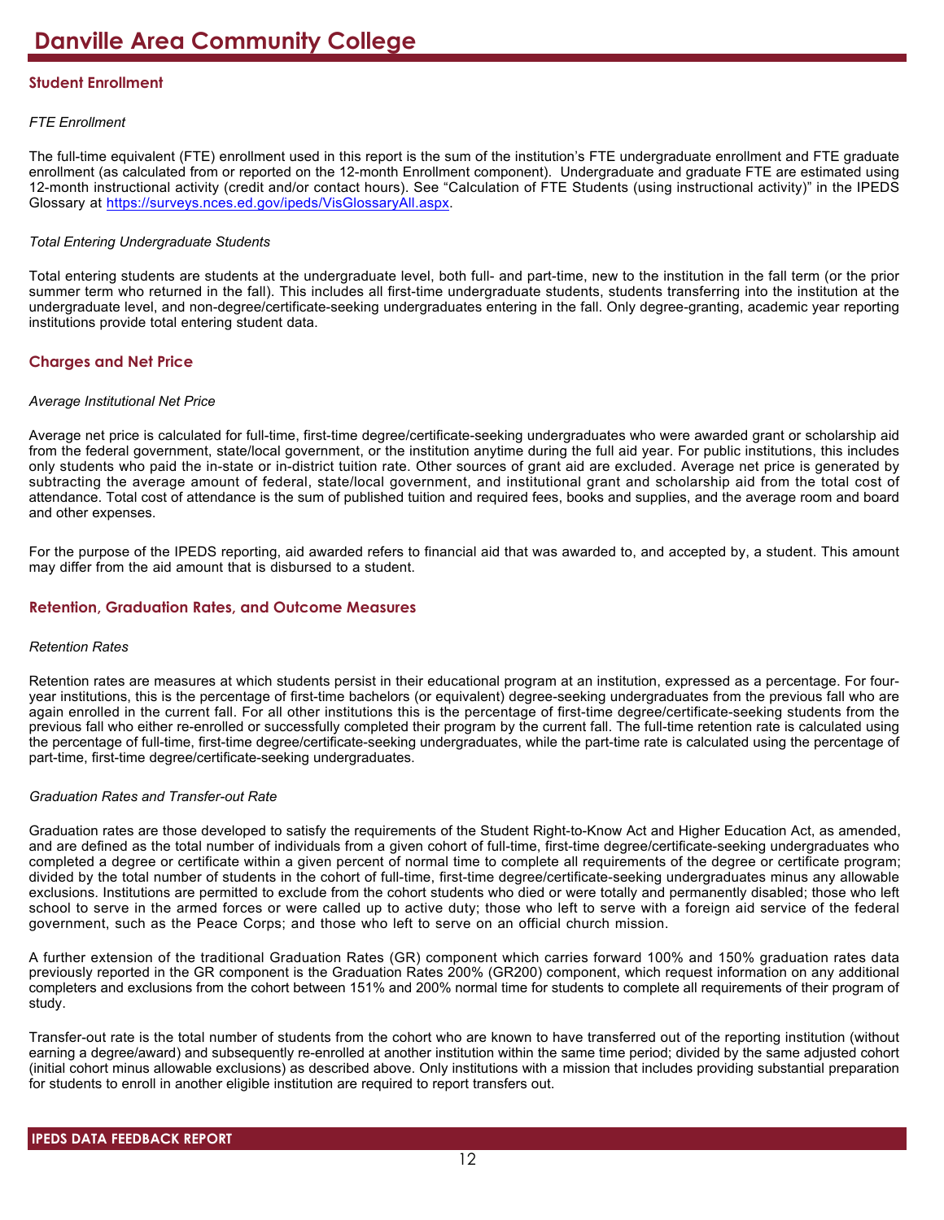# Danville Area Community College

## Student Enrollment

*FTE Enrollment*

The full-time equivalent (FTE) enrollment used in this report is the sum of the institution's FTE undergraduate enrollment and FTE graduate enrollment (as calculated from or reported on the 12-month Enrollment component). Undergraduate and graduate FTE are estimated using 12-month instructional activity (credit and/or contact hours). See "Calculation of FTE Students (using instructional activity)" in the IPEDS Glossary at https://surveys.nces.ed.gov/ipeds/VisGlossaryAll.aspx.

*Total Entering Undergraduate Students*

Total entering students are students at the undergraduate level, both full- and part-time, new to the institution in the fall term (or the prior summer term who returned in the fall). This includes all first-time undergraduate students, students transferring into the institution at the undergraduate level, and non-degree/certificate-seeking undergraduates entering in the fall. Only degree-granting, academic year reporting institutions provide total entering student data.

## Charges and Net Price

*Average Institutional Net Price*

Average net price is calculated for full-time, first-time degree/certificate-seeking undergraduates who were awarded grant or scholarship aid from the federal government, state/local government, or the institution anytime during the full aid year. For public institutions, this includes only students who paid the in-state or in-district tuition rate. Other sources of grant aid are excluded. Average net price is generated by subtracting the average amount of federal, state/local government, and institutional grant and scholarship aid from the total cost of attendance. Total cost of attendance is the sum of published tuition and required fees, books and supplies, and the average room and board and other expenses.

For the purpose of the IPEDS reporting, aid awarded refers to financial aid that was awarded to, and accepted by, a student. This amount may differ from the aid amount that is disbursed to a student.

## Retention, Graduation Rates, and Outcome Measures

*Retention Rates*

Retention rates are measures at which students persist in their educational program at an institution, expressed as a percentage. For four-year institutions, this is the percentage of first-time bachelors (or equivalent) degree-seeking undergraduates from the previous fall who are again enrolled in the current fall. For all other institutions this is the percentage of first-time degree/certificate-seeking students from the previous fall who either re-enrolled or successfully completed their program by the current fall. The full-time retention rate is calculated using the percentage of full-time, first-time degree/certificate-seeking undergraduates, while the part-time rate is calculated using the percentage of part-time, first-time degree/certificate-seeking undergraduates.

*Graduation Rates and Transfer-out Rate*

Graduation rates are those developed to satisfy the requirements of the Student Right-to-Know Act and Higher Education Act, as amended, and are defined as the total number of individuals from a given cohort of full-time, first-time degree/certificate-seeking undergraduates who completed a degree or certificate within a given percent of normal time to complete all requirements of the degree or certificate program; divided by the total number of students in the cohort of full-time, first-time degree/certificate-seeking undergraduates minus any allowable exclusions. Institutions are permitted to exclude from the cohort students who died or were totally and permanently disabled; those who left school to serve in the armed forces or were called up to active duty; those who left to serve with a foreign aid service of the federal government, such as the Peace Corps; and those who left to serve on an official church mission.

A further extension of the traditional Graduation Rates (GR) component which carries forward 100% and 150% graduation rates data previously reported in the GR component is the Graduation Rates 200% (GR200) component, which request information on any additional completers and exclusions from the cohort between 151% and 200% normal time for students to complete all requirements of their program of study.

Transfer-out rate is the total number of students from the cohort who are known to have transferred out of the reporting institution (without earning a degree/award) and subsequently re-enrolled at another institution within the same time period; divided by the same adjusted cohort (initial cohort minus allowable exclusions) as described above. Only institutions with a mission that includes providing substantial preparation for students to enroll in another eligible institution are required to report transfers out.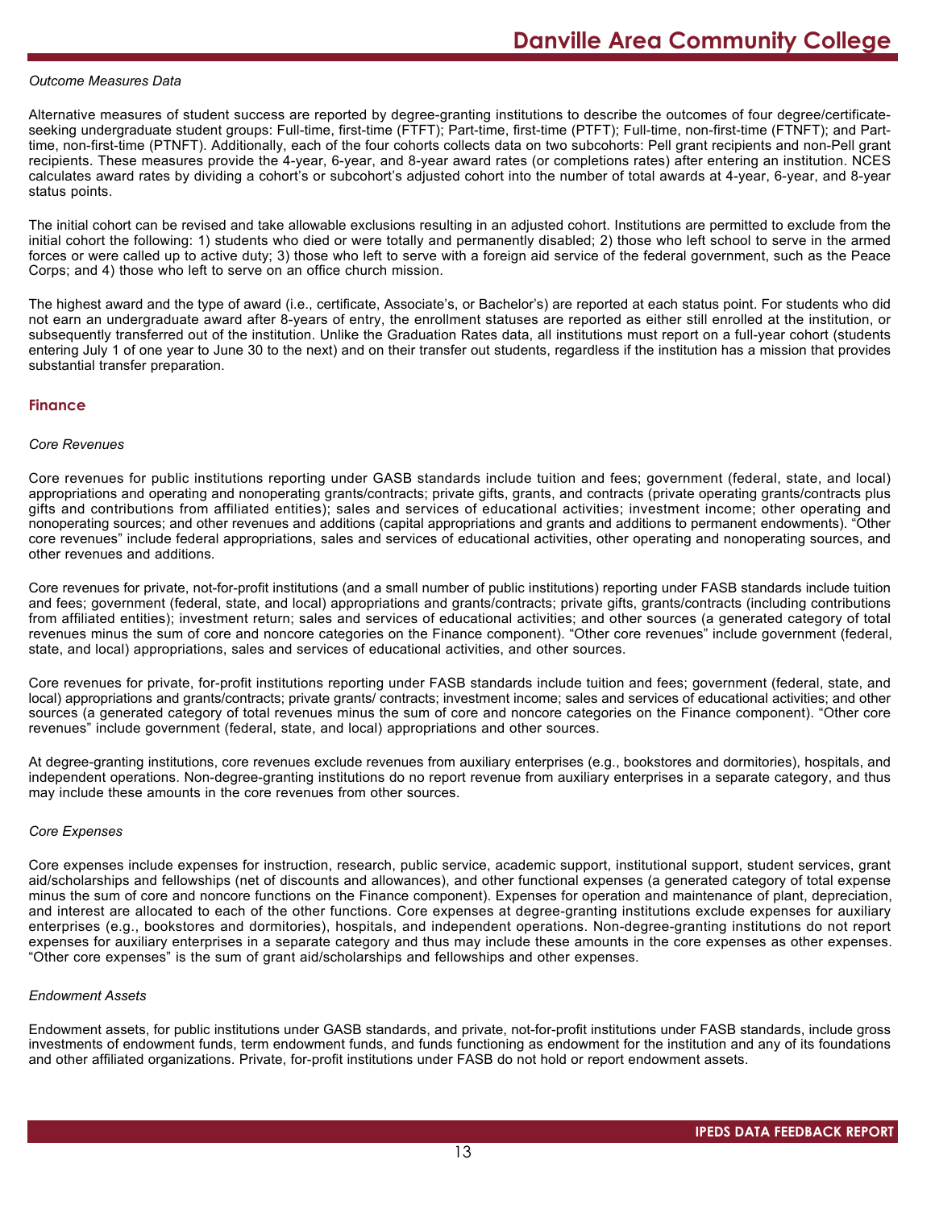*Outcome Measures Data*

Alternative measures of student success are reported by degree-granting institutions to describe the outcomes of four degree/certificate-seeking undergraduate student groups: Full-time, first-time (FTFT); Part-time, first-time (PTFT); Full-time, non-first-time (FTNFT); and Part-time, non-first-time (PTNFT). Additionally, each of the four cohorts collects data on two subcohorts: Pell grant recipients and non-Pell grant recipients. These measures provide the 4-year, 6-year, and 8-year award rates (or completions rates) after entering an institution. NCES calculates award rates by dividing a cohort's or subcohort's adjusted cohort into the number of total awards at 4-year, 6-year, and 8-year status points.

The initial cohort can be revised and take allowable exclusions resulting in an adjusted cohort. Institutions are permitted to exclude from the initial cohort the following: 1) students who died or were totally and permanently disabled; 2) those who left school to serve in the armed forces or were called up to active duty; 3) those who left to serve with a foreign aid service of the federal government, such as the Peace Corps; and 4) those who left to serve on an office church mission.

The highest award and the type of award (i.e., certificate, Associate's, or Bachelor's) are reported at each status point. For students who did not earn an undergraduate award after 8-years of entry, the enrollment statuses are reported as either still enrolled at the institution, or subsequently transferred out of the institution. Unlike the Graduation Rates data, all institutions must report on a full-year cohort (students entering July 1 of one year to June 30 to the next) and on their transfer out students, regardless if the institution has a mission that provides substantial transfer preparation.

## Finance

*Core Revenues*

Core revenues for public institutions reporting under GASB standards include tuition and fees; government (federal, state, and local) appropriations and operating and nonoperating grants/contracts; private gifts, grants, and contracts (private operating grants/contracts plus gifts and contributions from affiliated entities); sales and services of educational activities; investment income; other operating and nonoperating sources; and other revenues and additions (capital appropriations and grants and additions to permanent endowments). "Other core revenues" include federal appropriations, sales and services of educational activities, other operating and nonoperating sources, and other revenues and additions.

Core revenues for private, not-for-profit institutions (and a small number of public institutions) reporting under FASB standards include tuition and fees; government (federal, state, and local) appropriations and grants/contracts; private gifts, grants/contracts (including contributions from affiliated entities); investment return; sales and services of educational activities; and other sources (a generated category of total revenues minus the sum of core and noncore categories on the Finance component). "Other core revenues" include government (federal, state, and local) appropriations, sales and services of educational activities, and other sources.

Core revenues for private, for-profit institutions reporting under FASB standards include tuition and fees; government (federal, state, and local) appropriations and grants/contracts; private grants/ contracts; investment income; sales and services of educational activities; and other sources (a generated category of total revenues minus the sum of core and noncore categories on the Finance component). "Other core revenues" include government (federal, state, and local) appropriations and other sources.

At degree-granting institutions, core revenues exclude revenues from auxiliary enterprises (e.g., bookstores and dormitories), hospitals, and independent operations. Non-degree-granting institutions do no report revenue from auxiliary enterprises in a separate category, and thus may include these amounts in the core revenues from other sources.

*Core Expenses*

Core expenses include expenses for instruction, research, public service, academic support, institutional support, student services, grant aid/scholarships and fellowships (net of discounts and allowances), and other functional expenses (a generated category of total expense minus the sum of core and noncore functions on the Finance component). Expenses for operation and maintenance of plant, depreciation, and interest are allocated to each of the other functions. Core expenses at degree-granting institutions exclude expenses for auxiliary enterprises (e.g., bookstores and dormitories), hospitals, and independent operations. Non-degree-granting institutions do not report expenses for auxiliary enterprises in a separate category and thus may include these amounts in the core expenses as other expenses. "Other core expenses" is the sum of grant aid/scholarships and fellowships and other expenses.

*Endowment Assets*

Endowment assets, for public institutions under GASB standards, and private, not-for-profit institutions under FASB standards, include gross investments of endowment funds, term endowment funds, and funds functioning as endowment for the institution and any of its foundations and other affiliated organizations. Private, for-profit institutions under FASB do not hold or report endowment assets.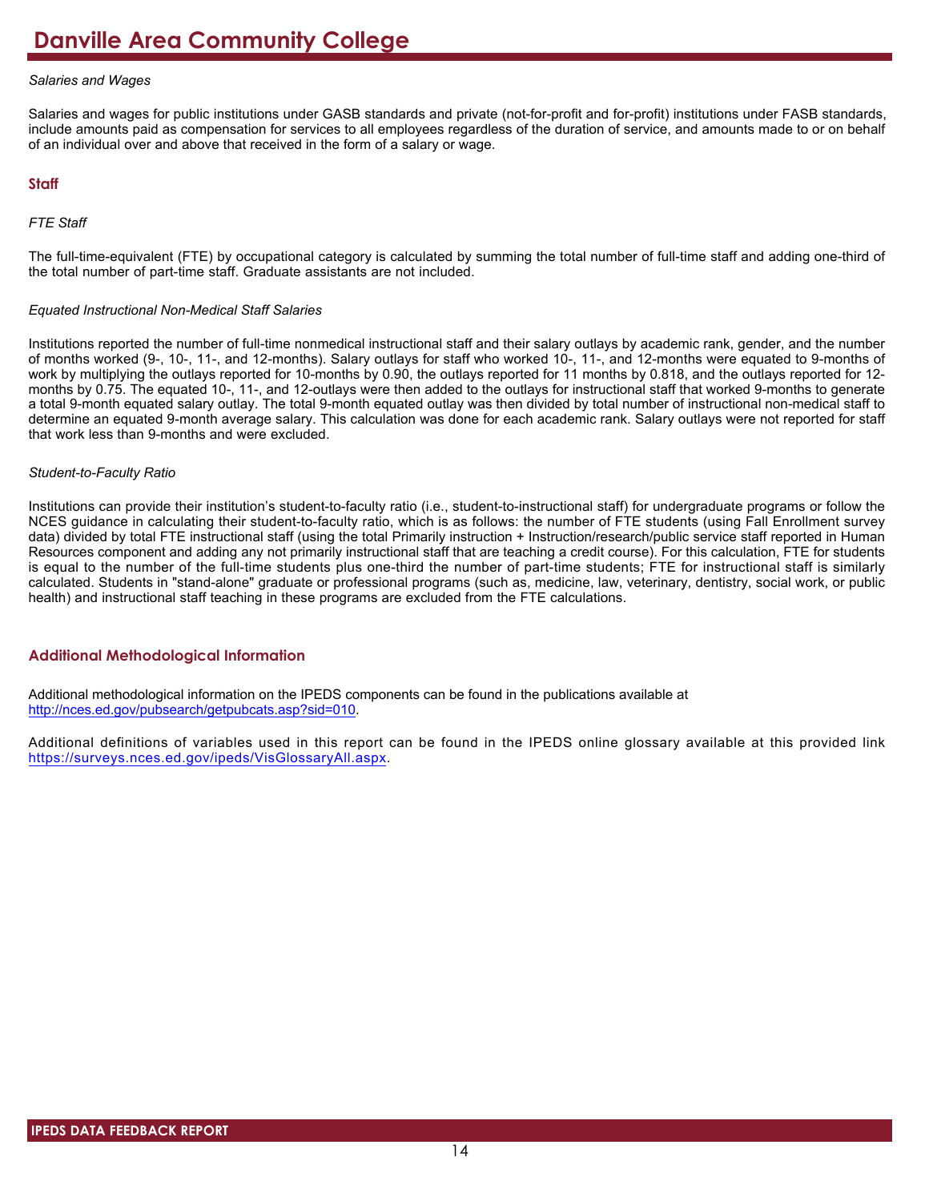*Salaries and Wages*

Salaries and wages for public institutions under GASB standards and private (not-for-profit and for-profit) institutions under FASB standards, include amounts paid as compensation for services to all employees regardless of the duration of service, and amounts made to or on behalf of an individual over and above that received in the form of a salary or wage.

## Staff

*FTE Staff*

The full-time-equivalent (FTE) by occupational category is calculated by summing the total number of full-time staff and adding one-third of the total number of part-time staff. Graduate assistants are not included.

*Equated Instructional Non-Medical Staff Salaries*

Institutions reported the number of full-time nonmedical instructional staff and their salary outlays by academic rank, gender, and the number of months worked (9-, 10-, 11-, and 12-months). Salary outlays for staff who worked 10-, 11-, and 12-months were equated to 9-months of work by multiplying the outlays reported for 10-months by 0.90, the outlays reported for 11 months by 0.818, and the outlays reported for 12-months by 0.75. The equated 10-, 11-, and 12-outlays were then added to the outlays for instructional staff that worked 9-months to generate a total 9-month equated salary outlay. The total 9-month equated outlay was then divided by total number of instructional non-medical staff to determine an equated 9-month average salary. This calculation was done for each academic rank. Salary outlays were not reported for staff that work less than 9-months and were excluded.

*Student-to-Faculty Ratio*

Institutions can provide their institution's student-to-faculty ratio (i.e., student-to-instructional staff) for undergraduate programs or follow the NCES guidance in calculating their student-to-faculty ratio, which is as follows: the number of FTE students (using Fall Enrollment survey data) divided by total FTE instructional staff (using the total Primarily instruction + Instruction/research/public service staff reported in Human Resources component and adding any not primarily instructional staff that are teaching a credit course). For this calculation, FTE for students is equal to the number of the full-time students plus one-third the number of part-time students; FTE for instructional staff is similarly calculated. Students in "stand-alone" graduate or professional programs (such as, medicine, law, veterinary, dentistry, social work, or public health) and instructional staff teaching in these programs are excluded from the FTE calculations.

## Additional Methodological Information

Additional methodological information on the IPEDS components can be found in the publications available at http://nces.ed.gov/pubsearch/getpubcats.asp?sid=010.

Additional definitions of variables used in this report can be found in the IPEDS online glossary available at this provided link https://surveys.nces.ed.gov/ipeds/VisGlossaryAll.aspx.